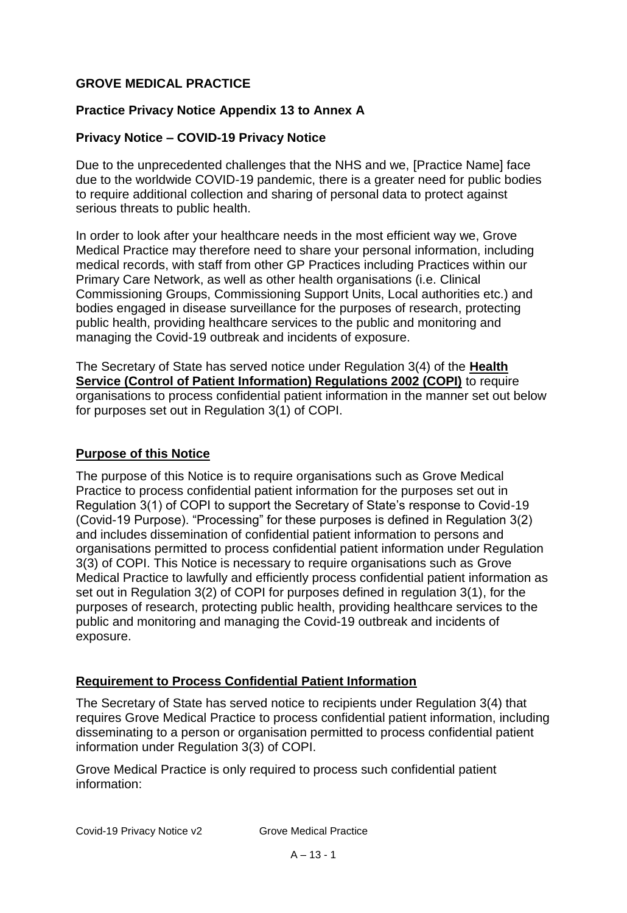**GROVE MEDICAL PRACTICE**

**Practice Privacy Notice Appendix 13 to Annex A**

**Privacy Notice – COVID-19 Privacy Notice**

Due to the unprecedented challenges that the NHS and we, [Practice Name] face due to the worldwide COVID-19 pandemic, there is a greater need for public bodies to require additional collection and sharing of personal data to protect against serious threats to public health.

In order to look after your healthcare needs in the most efficient way we, Grove Medical Practice may therefore need to share your personal information, including medical records, with staff from other GP Practices including Practices within our Primary Care Network, as well as other health organisations (i.e. Clinical Commissioning Groups, Commissioning Support Units, Local authorities etc.) and bodies engaged in disease surveillance for the purposes of research, protecting public health, providing healthcare services to the public and monitoring and managing the Covid-19 outbreak and incidents of exposure.

The Secretary of State has served notice under Regulation 3(4) of the **Health Service (Control of Patient Information) Regulations 2002 (COPI)** to require organisations to process confidential patient information in the manner set out below for purposes set out in Regulation 3(1) of COPI.

## Purpose of this Notice

The purpose of this Notice is to require organisations such as Grove Medical Practice to process confidential patient information for the purposes set out in Regulation 3(1) of COPI to support the Secretary of State's response to Covid-19 (Covid-19 Purpose). "Processing" for these purposes is defined in Regulation 3(2) and includes dissemination of confidential patient information to persons and organisations permitted to process confidential patient information under Regulation 3(3) of COPI. This Notice is necessary to require organisations such as Grove Medical Practice to lawfully and efficiently process confidential patient information as set out in Regulation 3(2) of COPI for purposes defined in regulation 3(1), for the purposes of research, protecting public health, providing healthcare services to the public and monitoring and managing the Covid-19 outbreak and incidents of exposure.

## Requirement to Process Confidential Patient Information

The Secretary of State has served notice to recipients under Regulation 3(4) that requires Grove Medical Practice to process confidential patient information, including disseminating to a person or organisation permitted to process confidential patient information under Regulation 3(3) of COPI.

Grove Medical Practice is only required to process such confidential patient information: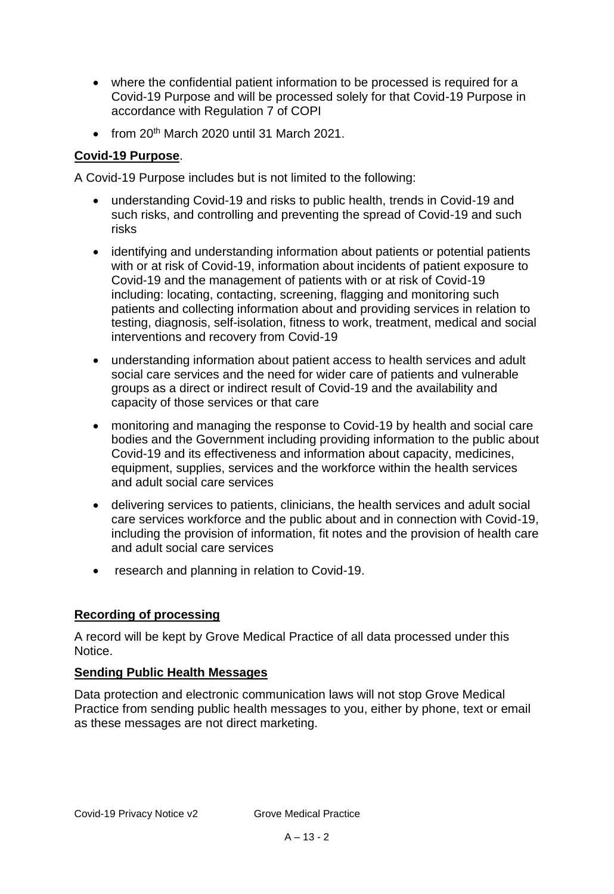- where the confidential patient information to be processed is required for a Covid-19 Purpose and will be processed solely for that Covid-19 Purpose in accordance with Regulation 7 of COPI
- from 20th March 2020 until 31 March 2021.

**Covid-19 Purpose**.

A Covid-19 Purpose includes but is not limited to the following:

- understanding Covid-19 and risks to public health, trends in Covid-19 and such risks, and controlling and preventing the spread of Covid-19 and such risks
- identifying and understanding information about patients or potential patients with or at risk of Covid-19, information about incidents of patient exposure to Covid-19 and the management of patients with or at risk of Covid-19 including: locating, contacting, screening, flagging and monitoring such patients and collecting information about and providing services in relation to testing, diagnosis, self-isolation, fitness to work, treatment, medical and social interventions and recovery from Covid-19
- understanding information about patient access to health services and adult social care services and the need for wider care of patients and vulnerable groups as a direct or indirect result of Covid-19 and the availability and capacity of those services or that care
- monitoring and managing the response to Covid-19 by health and social care bodies and the Government including providing information to the public about Covid-19 and its effectiveness and information about capacity, medicines, equipment, supplies, services and the workforce within the health services and adult social care services
- delivering services to patients, clinicians, the health services and adult social care services workforce and the public about and in connection with Covid-19, including the provision of information, fit notes and the provision of health care and adult social care services
- research and planning in relation to Covid-19.

**Recording of processing**

A record will be kept by Grove Medical Practice of all data processed under this Notice.

**Sending Public Health Messages**

Data protection and electronic communication laws will not stop Grove Medical Practice from sending public health messages to you, either by phone, text or email as these messages are not direct marketing.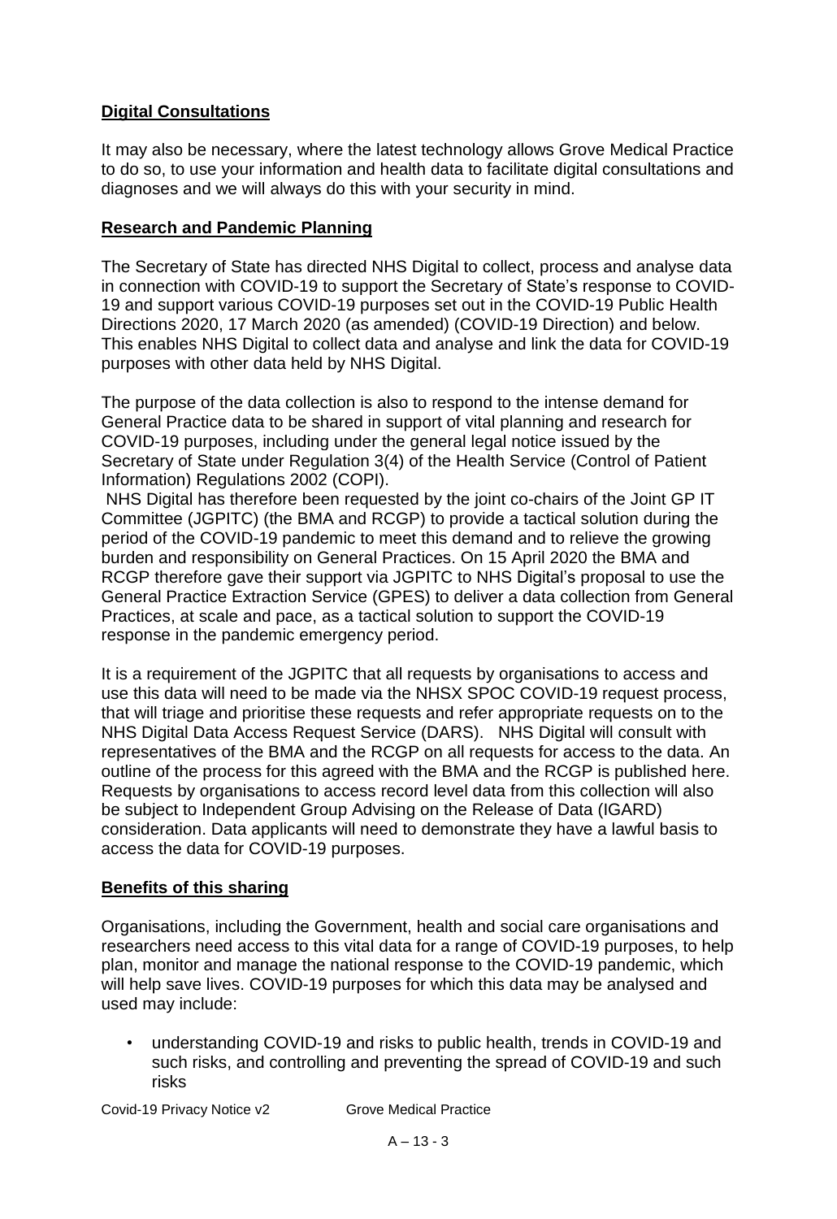## **Digital Consultations**

It may also be necessary, where the latest technology allows Grove Medical Practice to do so, to use your information and health data to facilitate digital consultations and diagnoses and we will always do this with your security in mind.

## **Research and Pandemic Planning**

The Secretary of State has directed NHS Digital to collect, process and analyse data in connection with COVID-19 to support the Secretary of State's response to COVID-19 and support various COVID-19 purposes set out in the COVID-19 Public Health Directions 2020, 17 March 2020 (as amended) (COVID-19 Direction) and below. This enables NHS Digital to collect data and analyse and link the data for COVID-19 purposes with other data held by NHS Digital.

The purpose of the data collection is also to respond to the intense demand for General Practice data to be shared in support of vital planning and research for COVID-19 purposes, including under the general legal notice issued by the Secretary of State under Regulation 3(4) of the Health Service (Control of Patient Information) Regulations 2002 (COPI).

NHS Digital has therefore been requested by the joint co-chairs of the Joint GP IT Committee (JGPITC) (the BMA and RCGP) to provide a tactical solution during the period of the COVID-19 pandemic to meet this demand and to relieve the growing burden and responsibility on General Practices. On 15 April 2020 the BMA and RCGP therefore gave their support via JGPITC to NHS Digital's proposal to use the General Practice Extraction Service (GPES) to deliver a data collection from General Practices, at scale and pace, as a tactical solution to support the COVID-19 response in the pandemic emergency period.

It is a requirement of the JGPITC that all requests by organisations to access and use this data will need to be made via the NHSX SPOC COVID-19 request process, that will triage and prioritise these requests and refer appropriate requests on to the NHS Digital Data Access Request Service (DARS). NHS Digital will consult with representatives of the BMA and the RCGP on all requests for access to the data. An outline of the process for this agreed with the BMA and the RCGP is published here. Requests by organisations to access record level data from this collection will also be subject to Independent Group Advising on the Release of Data (IGARD) consideration. Data applicants will need to demonstrate they have a lawful basis to access the data for COVID-19 purposes.

## **Benefits of this sharing**

Organisations, including the Government, health and social care organisations and researchers need access to this vital data for a range of COVID-19 purposes, to help plan, monitor and manage the national response to the COVID-19 pandemic, which will help save lives. COVID-19 purposes for which this data may be analysed and used may include:

- understanding COVID-19 and risks to public health, trends in COVID-19 and such risks, and controlling and preventing the spread of COVID-19 and such risks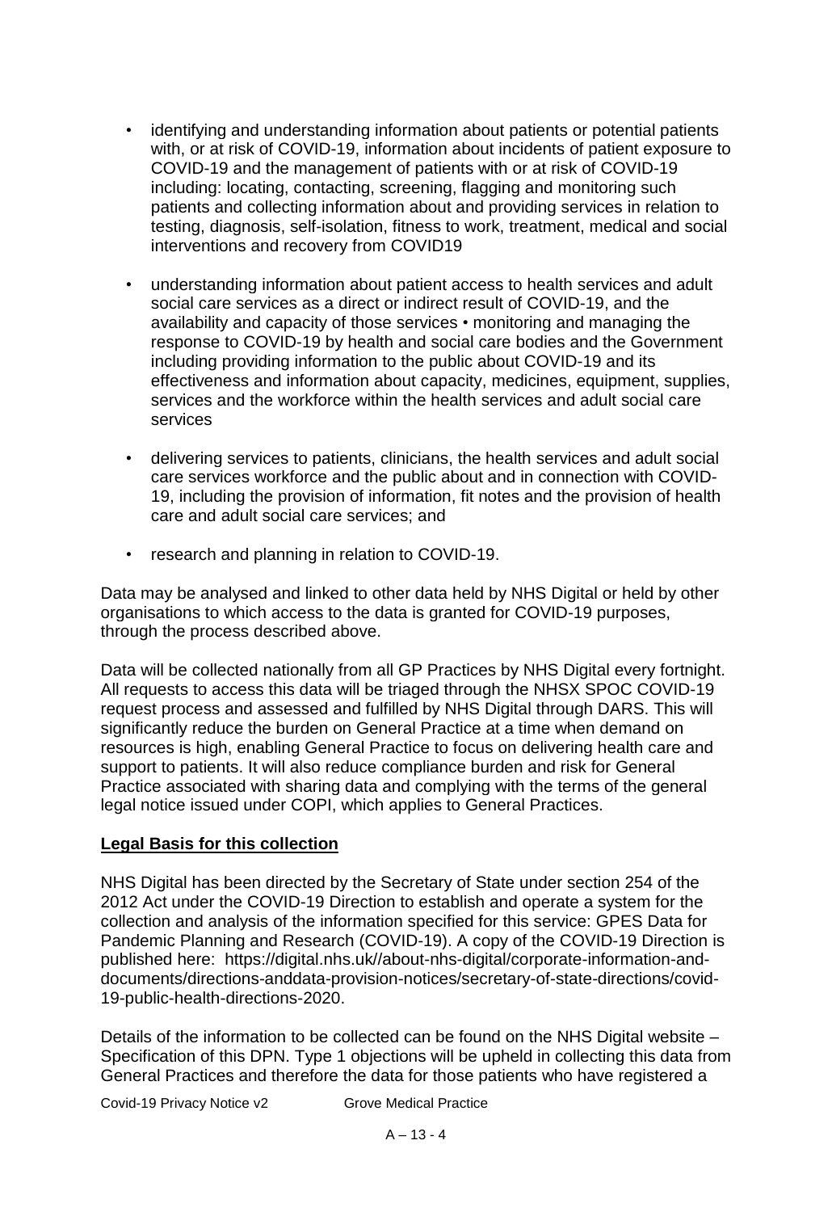- identifying and understanding information about patients or potential patients with, or at risk of COVID-19, information about incidents of patient exposure to COVID-19 and the management of patients with or at risk of COVID-19 including: locating, contacting, screening, flagging and monitoring such patients and collecting information about and providing services in relation to testing, diagnosis, self-isolation, fitness to work, treatment, medical and social interventions and recovery from COVID19

- understanding information about patient access to health services and adult social care services as a direct or indirect result of COVID-19, and the availability and capacity of those services • monitoring and managing the response to COVID-19 by health and social care bodies and the Government including providing information to the public about COVID-19 and its effectiveness and information about capacity, medicines, equipment, supplies, services and the workforce within the health services and adult social care services

- delivering services to patients, clinicians, the health services and adult social care services workforce and the public about and in connection with COVID-19, including the provision of information, fit notes and the provision of health care and adult social care services; and

- research and planning in relation to COVID-19.

Data may be analysed and linked to other data held by NHS Digital or held by other organisations to which access to the data is granted for COVID-19 purposes, through the process described above.

Data will be collected nationally from all GP Practices by NHS Digital every fortnight. All requests to access this data will be triaged through the NHSX SPOC COVID-19 request process and assessed and fulfilled by NHS Digital through DARS. This will significantly reduce the burden on General Practice at a time when demand on resources is high, enabling General Practice to focus on delivering health care and support to patients. It will also reduce compliance burden and risk for General Practice associated with sharing data and complying with the terms of the general legal notice issued under COPI, which applies to General Practices.

**Legal Basis for this collection**

NHS Digital has been directed by the Secretary of State under section 254 of the 2012 Act under the COVID-19 Direction to establish and operate a system for the collection and analysis of the information specified for this service: GPES Data for Pandemic Planning and Research (COVID-19). A copy of the COVID-19 Direction is published here: https://digital.nhs.uk//about-nhs-digital/corporate-information-and-documents/directions-anddata-provision-notices/secretary-of-state-directions/covid-19-public-health-directions-2020.

Details of the information to be collected can be found on the NHS Digital website – Specification of this DPN. Type 1 objections will be upheld in collecting this data from General Practices and therefore the data for those patients who have registered a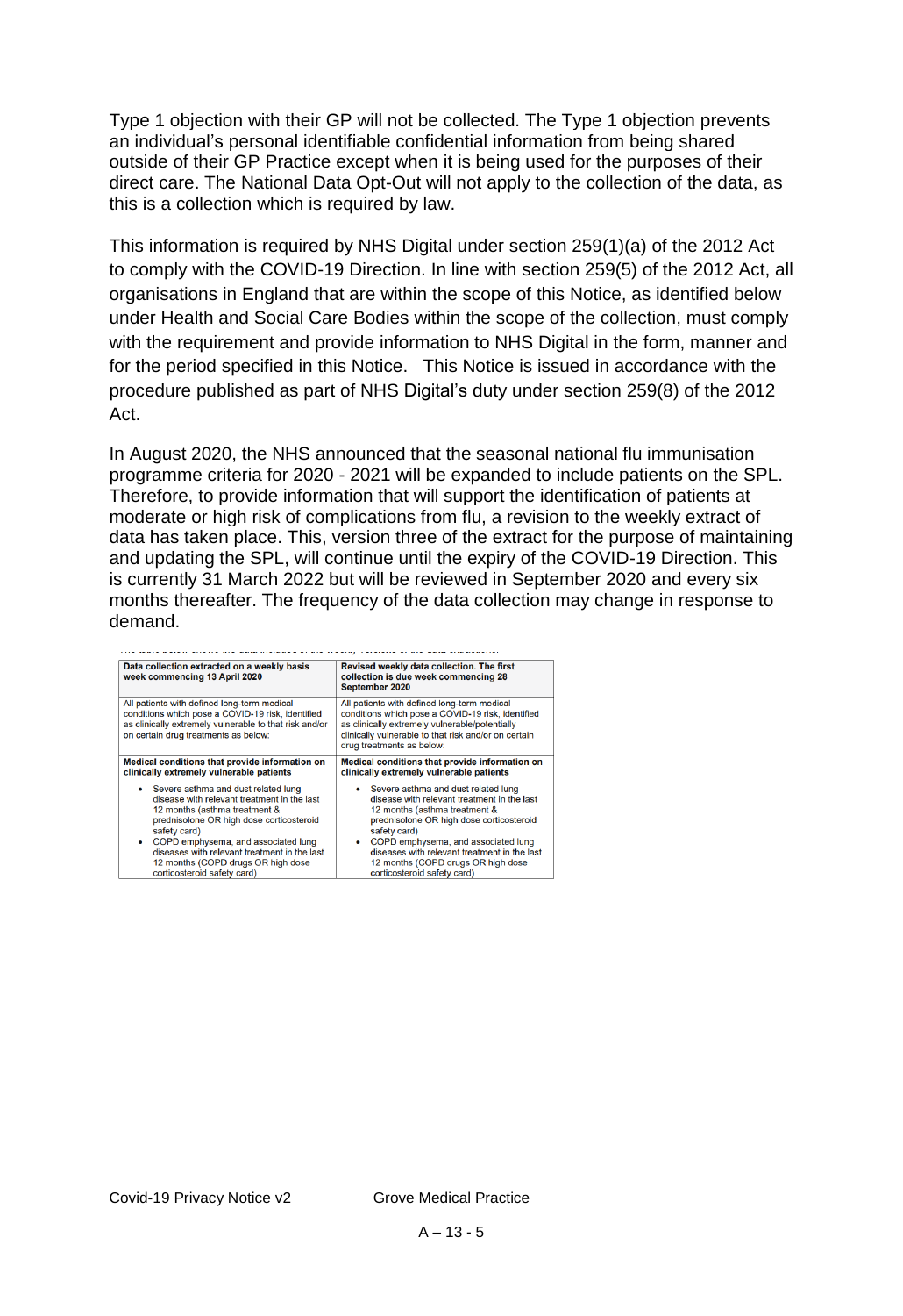Type 1 objection with their GP will not be collected. The Type 1 objection prevents an individual's personal identifiable confidential information from being shared outside of their GP Practice except when it is being used for the purposes of their direct care. The National Data Opt-Out will not apply to the collection of the data, as this is a collection which is required by law.

This information is required by NHS Digital under section 259(1)(a) of the 2012 Act to comply with the COVID-19 Direction. In line with section 259(5) of the 2012 Act, all organisations in England that are within the scope of this Notice, as identified below under Health and Social Care Bodies within the scope of the collection, must comply with the requirement and provide information to NHS Digital in the form, manner and for the period specified in this Notice. This Notice is issued in accordance with the procedure published as part of NHS Digital's duty under section 259(8) of the 2012 Act.

In August 2020, the NHS announced that the seasonal national flu immunisation programme criteria for 2020 - 2021 will be expanded to include patients on the SPL. Therefore, to provide information that will support the identification of patients at moderate or high risk of complications from flu, a revision to the weekly extract of data has taken place. This, version three of the extract for the purpose of maintaining and updating the SPL, will continue until the expiry of the COVID-19 Direction. This is currently 31 March 2022 but will be reviewed in September 2020 and every six months thereafter. The frequency of the data collection may change in response to demand.

The table below shows the data included in the weekly versions of the data extractions:

| **Data collection extracted on a weekly basis week commencing 13 April 2020** | **Revised weekly data collection. The first collection is due week commencing 28 September 2020** |
|---|---|
| All patients with defined long-term medical conditions which pose a COVID-19 risk, identified as clinically extremely vulnerable to that risk and/or on certain drug treatments as below: | All patients with defined long-term medical conditions which pose a COVID-19 risk, identified as clinically extremely vulnerable/potentially clinically vulnerable to that risk and/or on certain drug treatments as below: |
| **Medical conditions that provide information on clinically extremely vulnerable patients** | **Medical conditions that provide information on clinically extremely vulnerable patients** |
| • Severe asthma and dust related lung disease with relevant treatment in the last 12 months (asthma treatment & prednisolone OR high dose corticosteroid safety card)<br>• COPD emphysema, and associated lung diseases with relevant treatment in the last 12 months (COPD drugs OR high dose corticosteroid safety card) | • Severe asthma and dust related lung disease with relevant treatment in the last 12 months (asthma treatment & prednisolone OR high dose corticosteroid safety card)<br>• COPD emphysema, and associated lung diseases with relevant treatment in the last 12 months (COPD drugs OR high dose corticosteroid safety card) |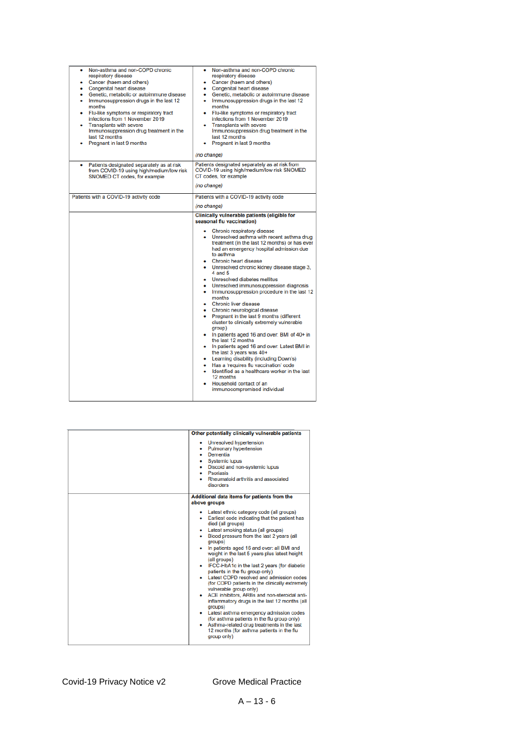| | |
|---|---|
| • Non-asthma and non-COPD chronic respiratory disease<br>• Cancer (haem and others)<br>• Congenital heart disease<br>• Genetic, metabolic or autoimmune disease<br>• Immunosuppression drugs in the last 12 months<br>• Flu-like symptoms or respiratory tract infections from 1 November 2019<br>• Transplants with severe Immunosuppression drug treatment in the last 12 months<br>• Pregnant in last 9 months | • Non-asthma and non-COPD chronic respiratory disease<br>• Cancer (haem and others)<br>• Congenital heart disease<br>• Genetic, metabolic or autoimmune disease<br>• Immunosuppression drugs in the last 12 months<br>• Flu-like symptoms or respiratory tract infections from 1 November 2019<br>• Transplants with severe Immunosuppression drug treatment in the last 12 months<br>• Pregnant in last 9 months<br><br>*(no change)* |
| • Patients designated separately as at risk from COVID-19 using high/medium/low risk SNOMED CT codes, for example | Patients designated separately as at risk from COVID-19 using high/medium/low risk SNOMED CT codes, for example<br><br>*(no change)* |
| Patients with a COVID-19 activity code | Patients with a COVID-19 activity code<br><br>*(no change)* |
| | **Clinically vulnerable patients (eligible for seasonal flu vaccination)**<br><br>• Chronic respiratory disease<br>• Unresolved asthma with recent asthma drug treatment (in the last 12 months) or has ever had an emergency hospital admission due to asthma<br>• Chronic heart disease<br>• Unresolved chronic kidney disease stage 3, 4 and 5<br>• Unresolved diabetes mellitus<br>• Unresolved immunosuppression diagnosis<br>• Immunosuppression procedure in the last 12 months<br>• Chronic liver disease<br>• Chronic neurological disease<br>• Pregnant in the last 9 months (different cluster to clinically extremely vulnerable group)<br>• In patients aged 16 and over: BMI of 40+ in the last 12 months<br>• In patients aged 16 and over: Latest BMI in the last 3 years was 40+<br>• Learning disability (including Down's)<br>• Has a 'requires flu vaccination' code<br>• Identified as a healthcare worker in the last 12 months<br>• Household contact of an immunocompromised individual |
| | **Other potentially clinically vulnerable patients**<br><br>• Unresolved hypertension<br>• Pulmonary hypertension<br>• Dementia<br>• Systemic lupus<br>• Discoid and non-systemic lupus<br>• Psoriasis<br>• Rheumatoid arthritis and associated disorders |
| | **Additional data items for patients from the above groups**<br><br>• Latest ethnic category code (all groups)<br>• Earliest code indicating that the patient has died (all groups)<br>• Latest smoking status (all groups)<br>• Blood pressure from the last 2 years (all groups)<br>• In patients aged 16 and over: all BMI and weight in the last 5 years plus latest height (all groups)<br>• IFCC-HbA1c in the last 2 years (for diabetic patients in the flu group only)<br>• Latest COPD resolved and admission codes (for COPD patients in the clinically extremely vulnerable group only)<br>• ACE inhibitors, ARBs and non-steroidal anti-inflammatory drugs in the last 12 months (all groups)<br>• Latest asthma emergency admission codes (for asthma patients in the flu group only)<br>• Asthma-related drug treatments in the last 12 months (for asthma patients in the flu group only) |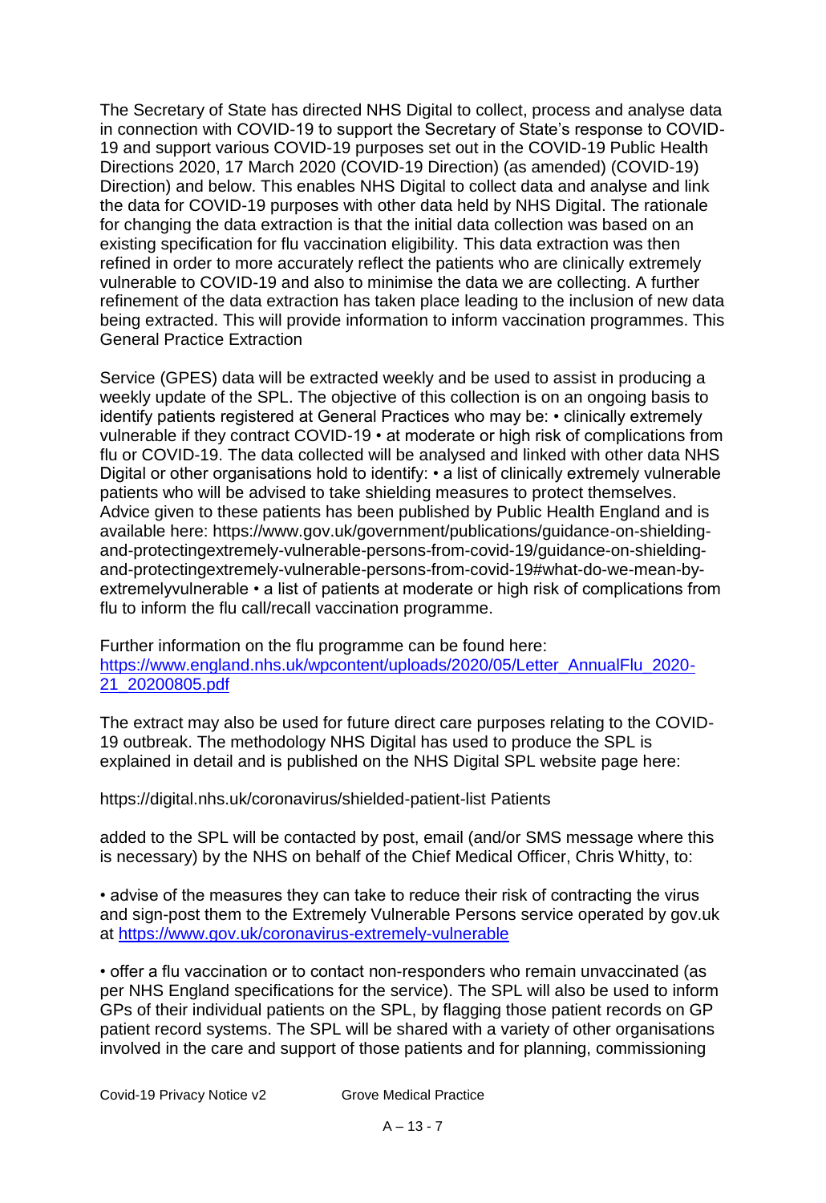The Secretary of State has directed NHS Digital to collect, process and analyse data in connection with COVID-19 to support the Secretary of State's response to COVID-19 and support various COVID-19 purposes set out in the COVID-19 Public Health Directions 2020, 17 March 2020 (COVID-19 Direction) (as amended) (COVID-19) Direction) and below. This enables NHS Digital to collect data and analyse and link the data for COVID-19 purposes with other data held by NHS Digital. The rationale for changing the data extraction is that the initial data collection was based on an existing specification for flu vaccination eligibility. This data extraction was then refined in order to more accurately reflect the patients who are clinically extremely vulnerable to COVID-19 and also to minimise the data we are collecting. A further refinement of the data extraction has taken place leading to the inclusion of new data being extracted. This will provide information to inform vaccination programmes. This General Practice Extraction

Service (GPES) data will be extracted weekly and be used to assist in producing a weekly update of the SPL. The objective of this collection is on an ongoing basis to identify patients registered at General Practices who may be: • clinically extremely vulnerable if they contract COVID-19 • at moderate or high risk of complications from flu or COVID-19. The data collected will be analysed and linked with other data NHS Digital or other organisations hold to identify: • a list of clinically extremely vulnerable patients who will be advised to take shielding measures to protect themselves. Advice given to these patients has been published by Public Health England and is available here: https://www.gov.uk/government/publications/guidance-on-shielding-and-protectingextremely-vulnerable-persons-from-covid-19/guidance-on-shielding-and-protectingextremely-vulnerable-persons-from-covid-19#what-do-we-mean-by-extremelyvulnerable • a list of patients at moderate or high risk of complications from flu to inform the flu call/recall vaccination programme.

Further information on the flu programme can be found here: [https://www.england.nhs.uk/wpcontent/uploads/2020/05/Letter_AnnualFlu_2020-21_20200805.pdf](https://www.england.nhs.uk/wpcontent/uploads/2020/05/Letter_AnnualFlu_2020-21_20200805.pdf)

The extract may also be used for future direct care purposes relating to the COVID-19 outbreak. The methodology NHS Digital has used to produce the SPL is explained in detail and is published on the NHS Digital SPL website page here:

https://digital.nhs.uk/coronavirus/shielded-patient-list Patients

added to the SPL will be contacted by post, email (and/or SMS message where this is necessary) by the NHS on behalf of the Chief Medical Officer, Chris Whitty, to:

• advise of the measures they can take to reduce their risk of contracting the virus and sign-post them to the Extremely Vulnerable Persons service operated by gov.uk at [https://www.gov.uk/coronavirus-extremely-vulnerable](https://www.gov.uk/coronavirus-extremely-vulnerable)

• offer a flu vaccination or to contact non-responders who remain unvaccinated (as per NHS England specifications for the service). The SPL will also be used to inform GPs of their individual patients on the SPL, by flagging those patient records on GP patient record systems. The SPL will be shared with a variety of other organisations involved in the care and support of those patients and for planning, commissioning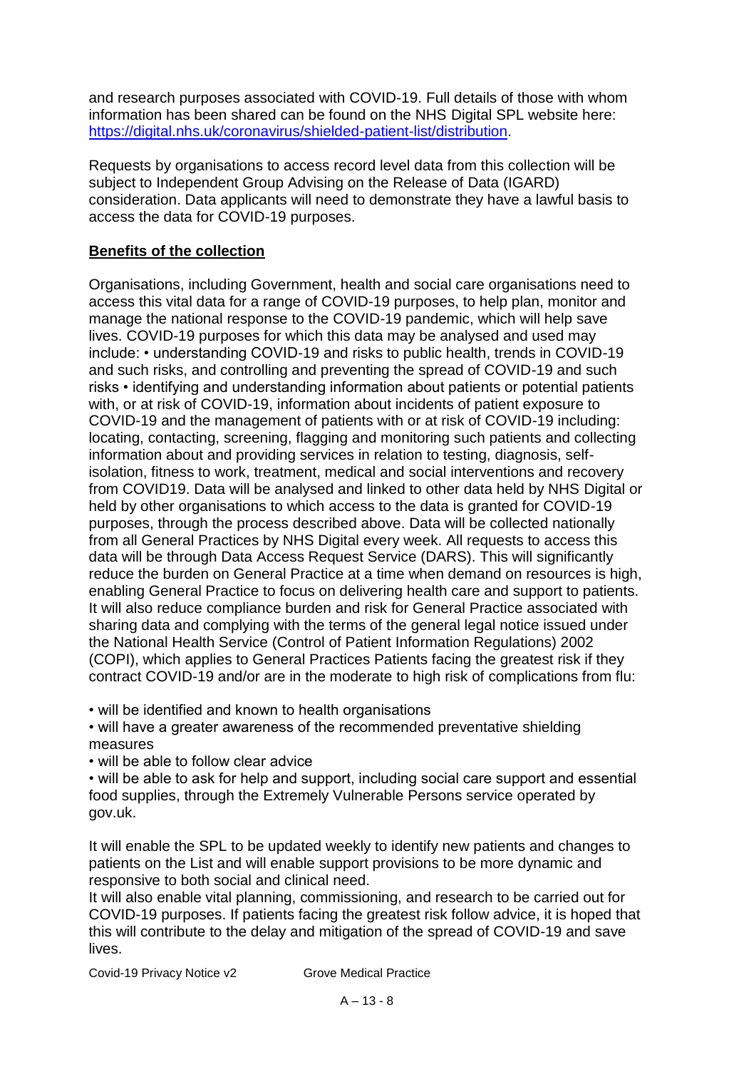and research purposes associated with COVID-19. Full details of those with whom information has been shared can be found on the NHS Digital SPL website here: [https://digital.nhs.uk/coronavirus/shielded-patient-list/distribution](https://digital.nhs.uk/coronavirus/shielded-patient-list/distribution).

Requests by organisations to access record level data from this collection will be subject to Independent Group Advising on the Release of Data (IGARD) consideration. Data applicants will need to demonstrate they have a lawful basis to access the data for COVID-19 purposes.

**Benefits of the collection**

Organisations, including Government, health and social care organisations need to access this vital data for a range of COVID-19 purposes, to help plan, monitor and manage the national response to the COVID-19 pandemic, which will help save lives. COVID-19 purposes for which this data may be analysed and used may include: • understanding COVID-19 and risks to public health, trends in COVID-19 and such risks, and controlling and preventing the spread of COVID-19 and such risks • identifying and understanding information about patients or potential patients with, or at risk of COVID-19, information about incidents of patient exposure to COVID-19 and the management of patients with or at risk of COVID-19 including: locating, contacting, screening, flagging and monitoring such patients and collecting information about and providing services in relation to testing, diagnosis, self-isolation, fitness to work, treatment, medical and social interventions and recovery from COVID19. Data will be analysed and linked to other data held by NHS Digital or held by other organisations to which access to the data is granted for COVID-19 purposes, through the process described above. Data will be collected nationally from all General Practices by NHS Digital every week. All requests to access this data will be through Data Access Request Service (DARS). This will significantly reduce the burden on General Practice at a time when demand on resources is high, enabling General Practice to focus on delivering health care and support to patients. It will also reduce compliance burden and risk for General Practice associated with sharing data and complying with the terms of the general legal notice issued under the National Health Service (Control of Patient Information Regulations) 2002 (COPI), which applies to General Practices Patients facing the greatest risk if they contract COVID-19 and/or are in the moderate to high risk of complications from flu:

- will be identified and known to health organisations
- will have a greater awareness of the recommended preventative shielding measures
- will be able to follow clear advice
- will be able to ask for help and support, including social care support and essential food supplies, through the Extremely Vulnerable Persons service operated by gov.uk.

It will enable the SPL to be updated weekly to identify new patients and changes to patients on the List and will enable support provisions to be more dynamic and responsive to both social and clinical need.
It will also enable vital planning, commissioning, and research to be carried out for COVID-19 purposes. If patients facing the greatest risk follow advice, it is hoped that this will contribute to the delay and mitigation of the spread of COVID-19 and save lives.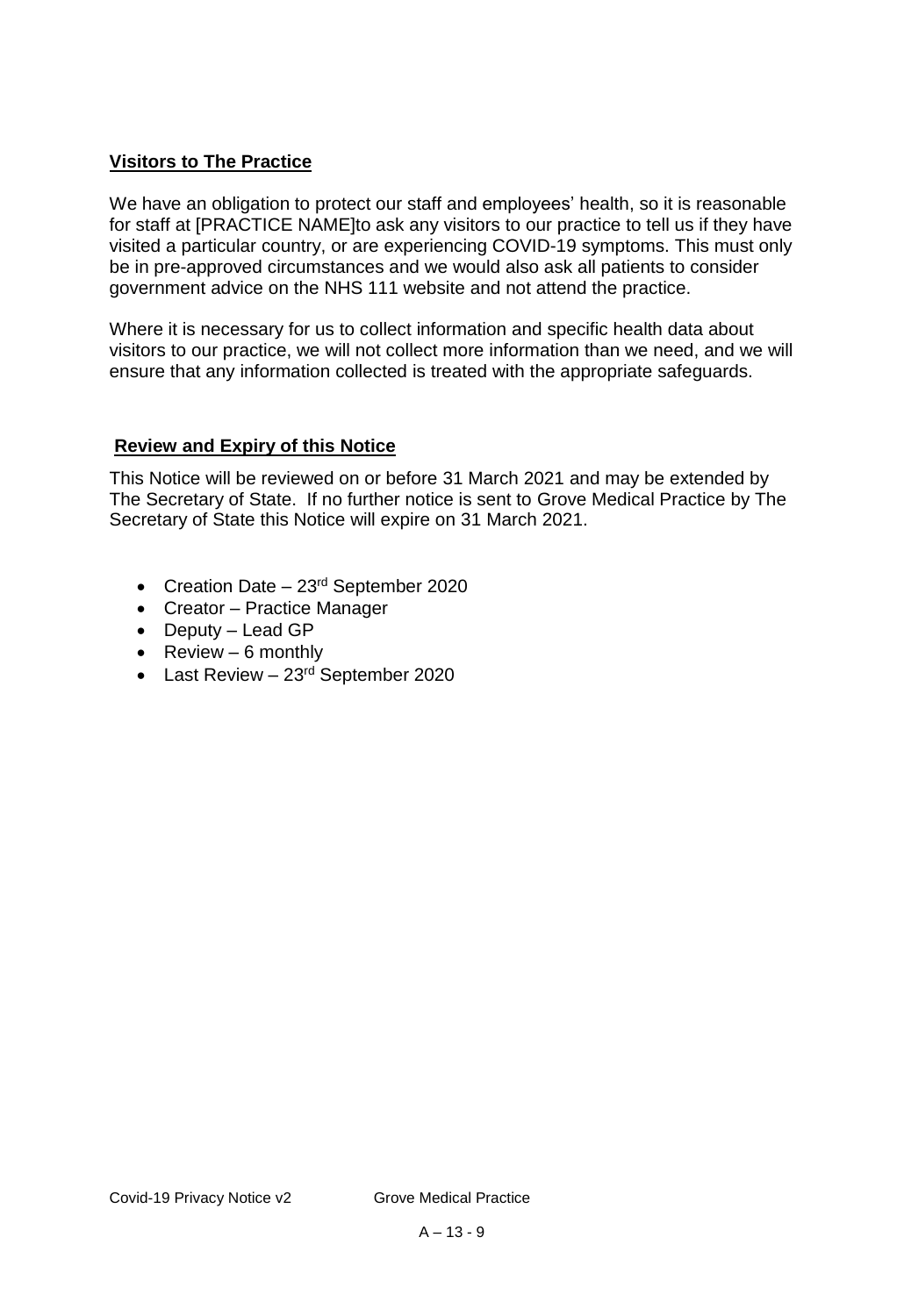## Visitors to The Practice

We have an obligation to protect our staff and employees' health, so it is reasonable for staff at [PRACTICE NAME]to ask any visitors to our practice to tell us if they have visited a particular country, or are experiencing COVID-19 symptoms. This must only be in pre-approved circumstances and we would also ask all patients to consider government advice on the NHS 111 website and not attend the practice.

Where it is necessary for us to collect information and specific health data about visitors to our practice, we will not collect more information than we need, and we will ensure that any information collected is treated with the appropriate safeguards.

## Review and Expiry of this Notice

This Notice will be reviewed on or before 31 March 2021 and may be extended by The Secretary of State. If no further notice is sent to Grove Medical Practice by The Secretary of State this Notice will expire on 31 March 2021.

- Creation Date – 23rd September 2020
- Creator – Practice Manager
- Deputy – Lead GP
- Review – 6 monthly
- Last Review – 23rd September 2020